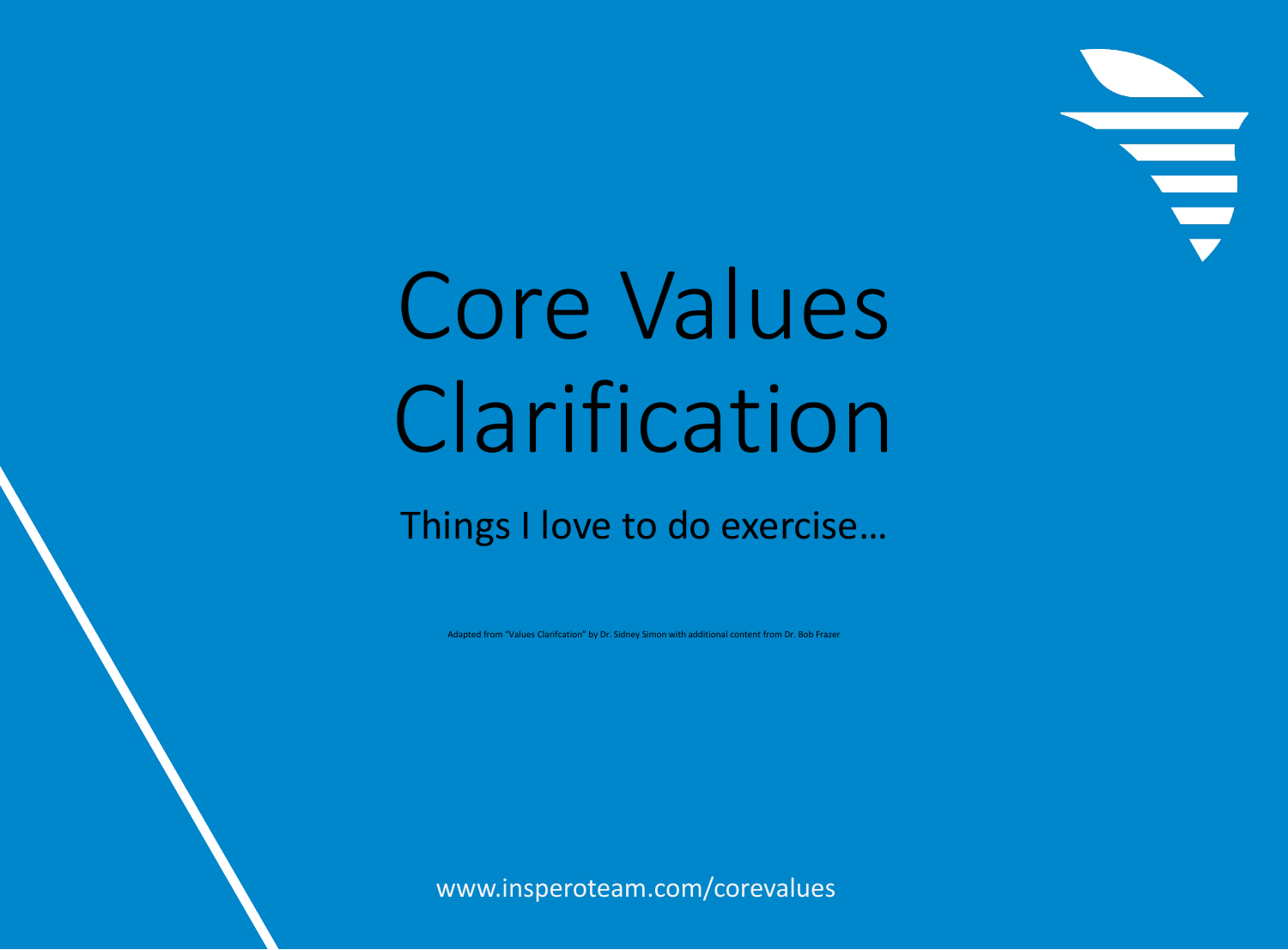# Core Values Clarification

## Things I love to do exercise…

Adapted from "Values Clarifcation" by Dr. Sidney Simon with additional content from Dr. Bob Frazer

www.insperoteam.com/corevalues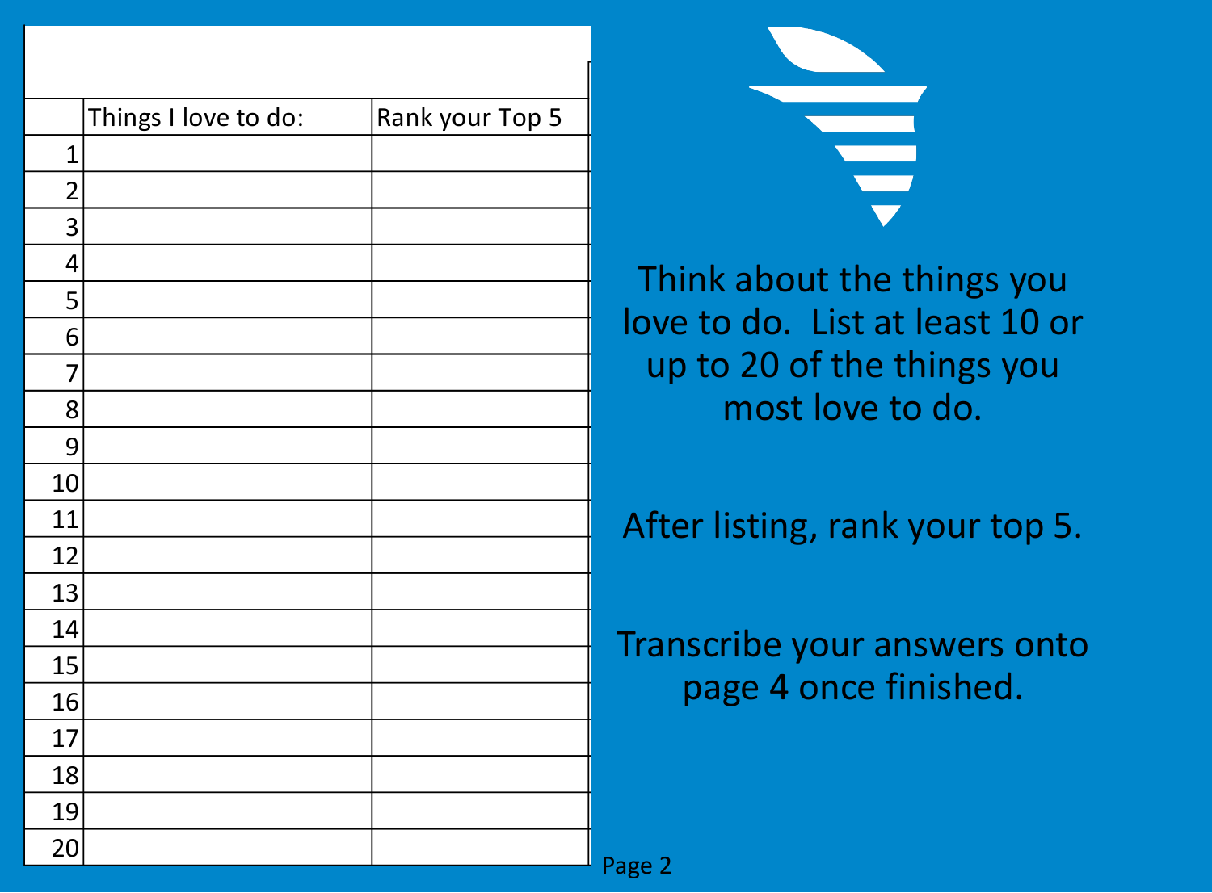| | Things I love to do: | Rank your Top 5 |
|---|---|---|
| 1 | | |
| 2 | | |
| 3 | | |
| 4 | | |
| 5 | | |
| 6 | | |
| 7 | | |
| 8 | | |
| 9 | | |
| 10 | | |
| 11 | | |
| 12 | | |
| 13 | | |
| 14 | | |
| 15 | | |
| 16 | | |
| 17 | | |
| 18 | | |
| 19 | | |
| 20 | | |

Think about the things you love to do. List at least 10 or up to 20 of the things you most love to do.

After listing, rank your top 5.

Transcribe your answers onto page 4 once finished.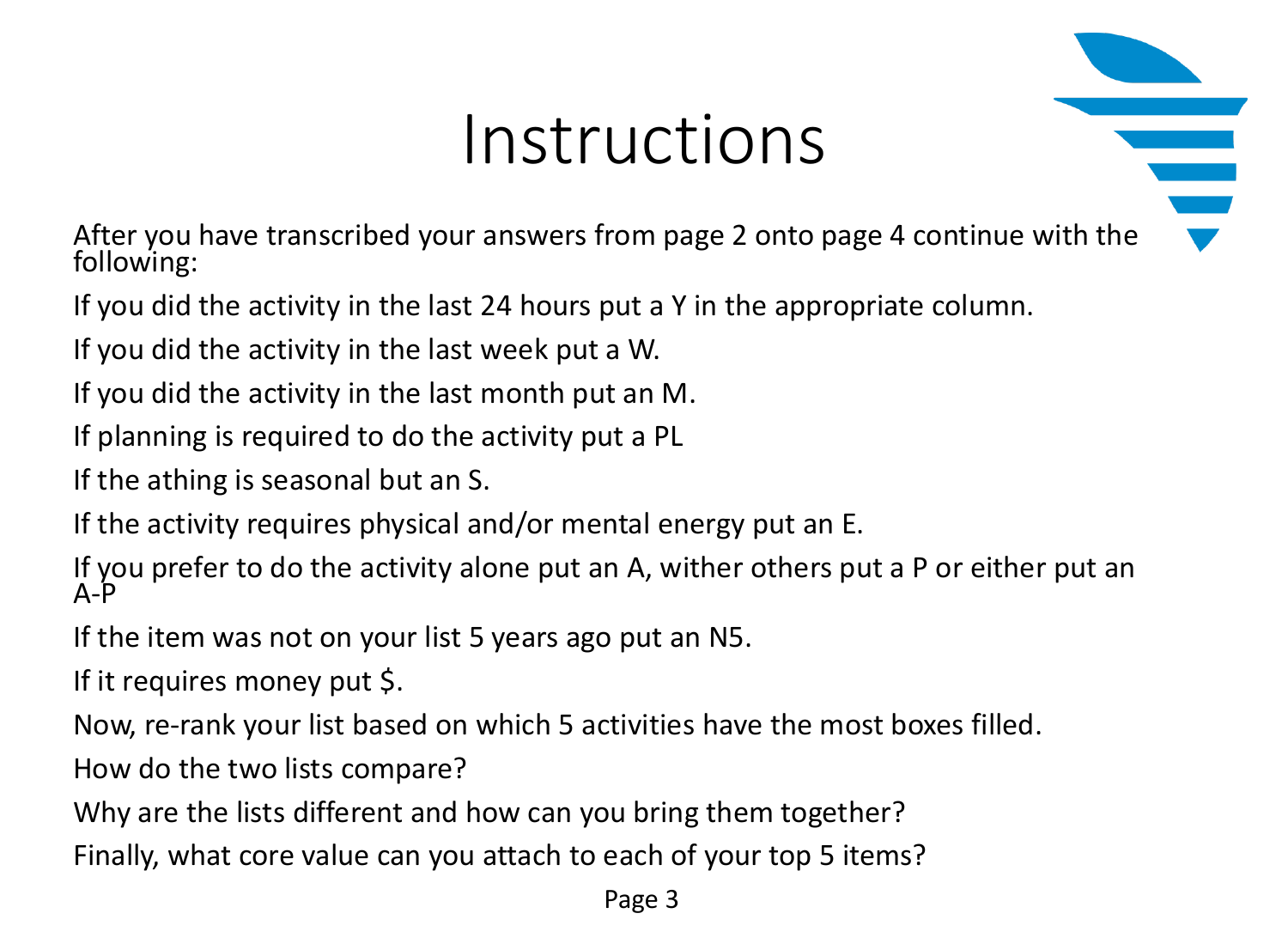# Instructions

After you have transcribed your answers from page 2 onto page 4 continue with the following:

If you did the activity in the last 24 hours put a Y in the appropriate column.

If you did the activity in the last week put a W.

If you did the activity in the last month put an M.

If planning is required to do the activity put a PL

If the athing is seasonal but an S.

If the activity requires physical and/or mental energy put an E.

If you prefer to do the activity alone put an A, wither others put a P or either put an A-P

If the item was not on your list 5 years ago put an N5.

If it requires money put $.

Now, re-rank your list based on which 5 activities have the most boxes filled.

How do the two lists compare?

Why are the lists different and how can you bring them together?

Finally, what core value can you attach to each of your top 5 items?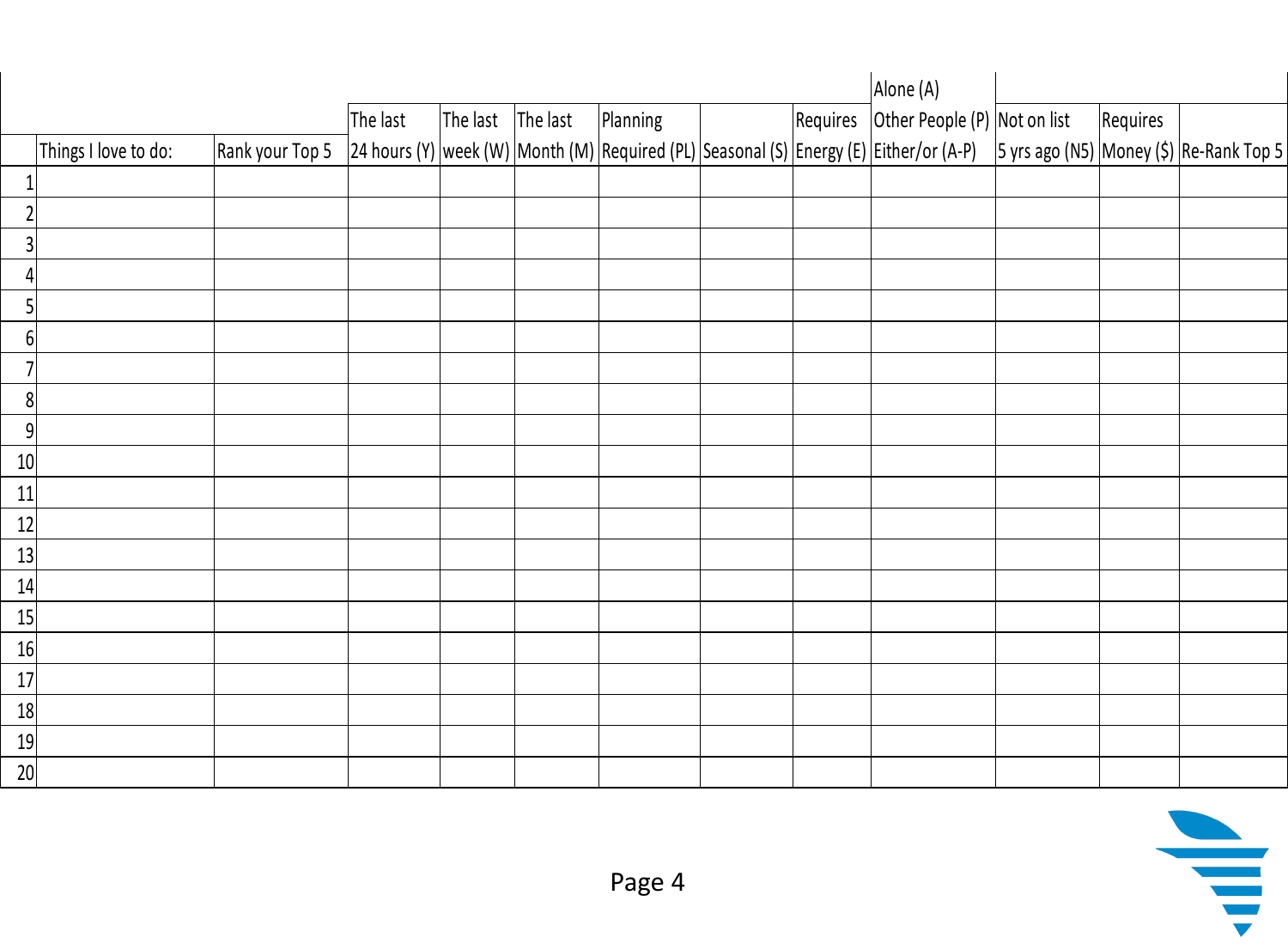| | Things I love to do: | Rank your Top 5 | The last 24 hours (Y) | The last week (W) | The last Month (M) | Planning Required (PL) | Seasonal (S) | Requires Energy (E) | Alone (A) Other People (P) Either/or (A-P) | Not on list 5 yrs ago (N5) | Requires Money ($) | Re-Rank Top 5 |
|---|---|---|---|---|---|---|---|---|---|---|---|---|
| 1 | | | | | | | | | | | | |
| 2 | | | | | | | | | | | | |
| 3 | | | | | | | | | | | | |
| 4 | | | | | | | | | | | | |
| 5 | | | | | | | | | | | | |
| 6 | | | | | | | | | | | | |
| 7 | | | | | | | | | | | | |
| 8 | | | | | | | | | | | | |
| 9 | | | | | | | | | | | | |
| 10 | | | | | | | | | | | | |
| 11 | | | | | | | | | | | | |
| 12 | | | | | | | | | | | | |
| 13 | | | | | | | | | | | | |
| 14 | | | | | | | | | | | | |
| 15 | | | | | | | | | | | | |
| 16 | | | | | | | | | | | | |
| 17 | | | | | | | | | | | | |
| 18 | | | | | | | | | | | | |
| 19 | | | | | | | | | | | | |
| 20 | | | | | | | | | | | | |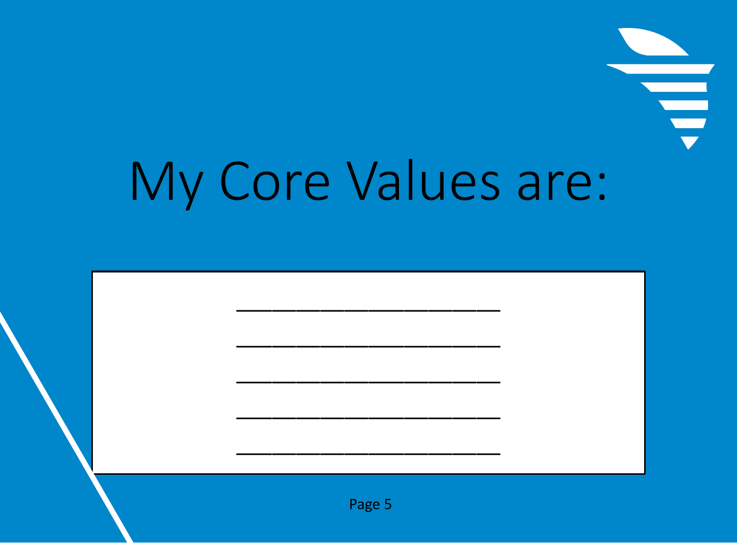# My Core Values are:

____________________

____________________

____________________

____________________

____________________